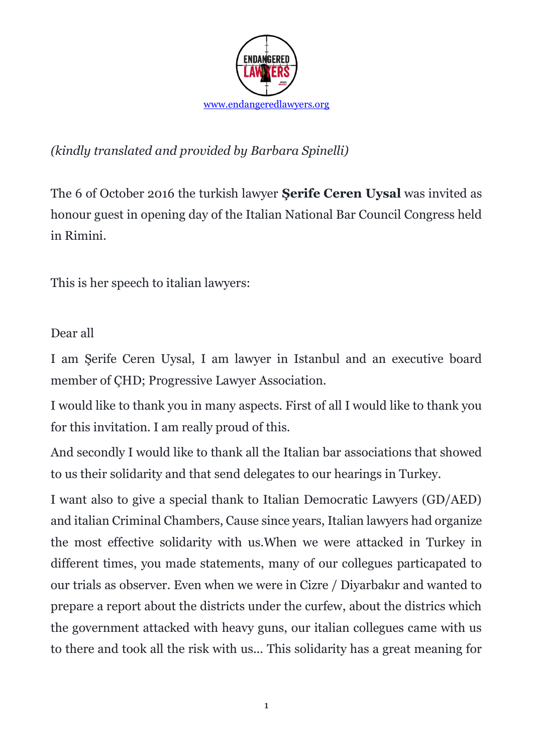[www.endangeredlawyers.org](http://www.endangeredlawyers.org)

*(kindly translated and provided by Barbara Spinelli)*

The 6 of October 2016 the turkish lawyer **Şerife Ceren Uysal** was invited as honour guest in opening day of the Italian National Bar Council Congress held in Rimini.

This is her speech to italian lawyers:

Dear all

I am Şerife Ceren Uysal, I am lawyer in Istanbul and an executive board member of ÇHD; Progressive Lawyer Association.

I would like to thank you in many aspects. First of all I would like to thank you for this invitation. I am really proud of this.

And secondly I would like to thank all the Italian bar associations that showed to us their solidarity and that send delegates to our hearings in Turkey.

I want also to give a special thank to Italian Democratic Lawyers (GD/AED) and italian Criminal Chambers, Cause since years, Italian lawyers had organize the most effective solidarity with us.When we were attacked in Turkey in different times, you made statements, many of our collegues particapated to our trials as observer. Even when we were in Cizre / Diyarbakır and wanted to prepare a report about the districts under the curfew, about the districs which the government attacked with heavy guns, our italian collegues came with us to there and took all the risk with us... This solidarity has a great meaning for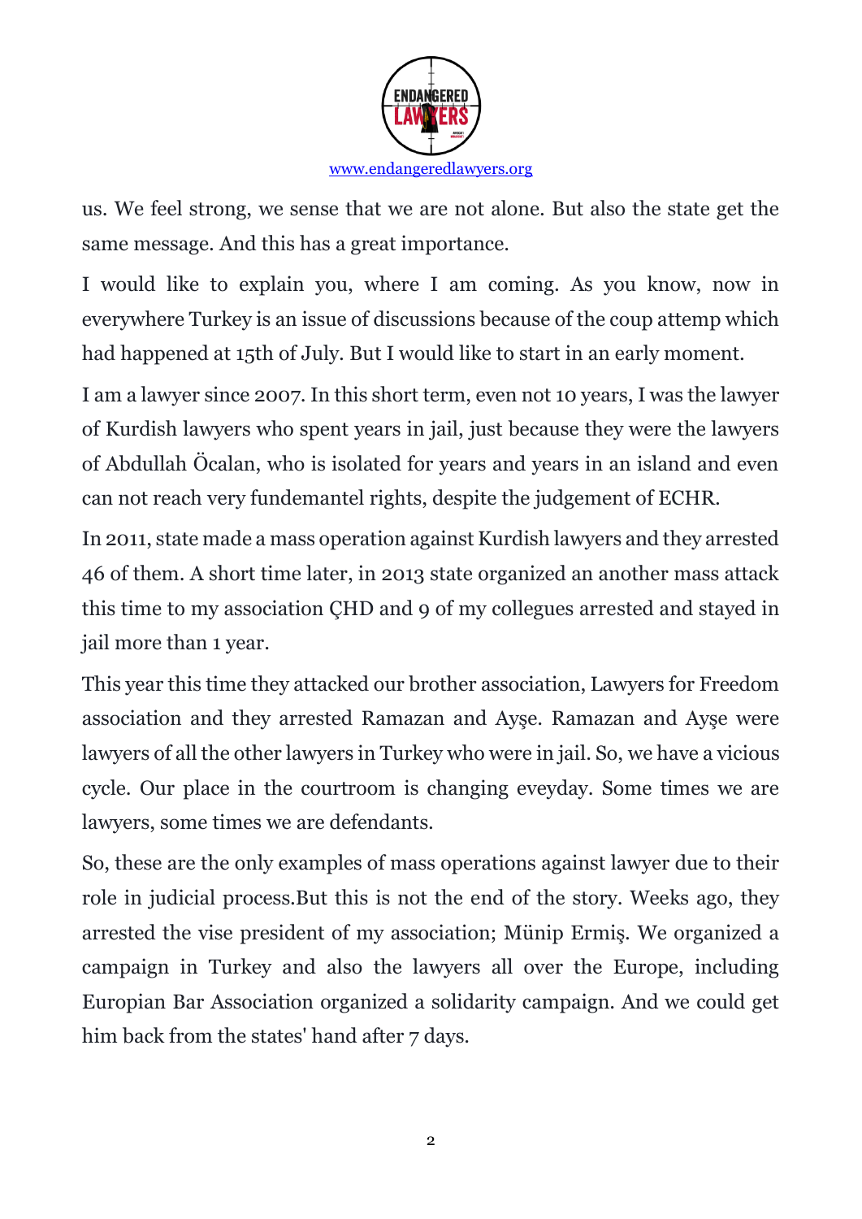us. We feel strong, we sense that we are not alone. But also the state get the same message. And this has a great importance.

I would like to explain you, where I am coming. As you know, now in everywhere Turkey is an issue of discussions because of the coup attemp which had happened at 15th of July. But I would like to start in an early moment.

I am a lawyer since 2007. In this short term, even not 10 years, I was the lawyer of Kurdish lawyers who spent years in jail, just because they were the lawyers of Abdullah Öcalan, who is isolated for years and years in an island and even can not reach very fundemantel rights, despite the judgement of ECHR.

In 2011, state made a mass operation against Kurdish lawyers and they arrested 46 of them. A short time later, in 2013 state organized an another mass attack this time to my association ÇHD and 9 of my collegues arrested and stayed in jail more than 1 year.

This year this time they attacked our brother association, Lawyers for Freedom association and they arrested Ramazan and Ayşe. Ramazan and Ayşe were lawyers of all the other lawyers in Turkey who were in jail. So, we have a vicious cycle. Our place in the courtroom is changing eveyday. Some times we are lawyers, some times we are defendants.

So, these are the only examples of mass operations against lawyer due to their role in judicial process.But this is not the end of the story. Weeks ago, they arrested the vise president of my association; Münip Ermiş. We organized a campaign in Turkey and also the lawyers all over the Europe, including European Bar Association organized a solidarity campaign. And we could get him back from the states' hand after 7 days.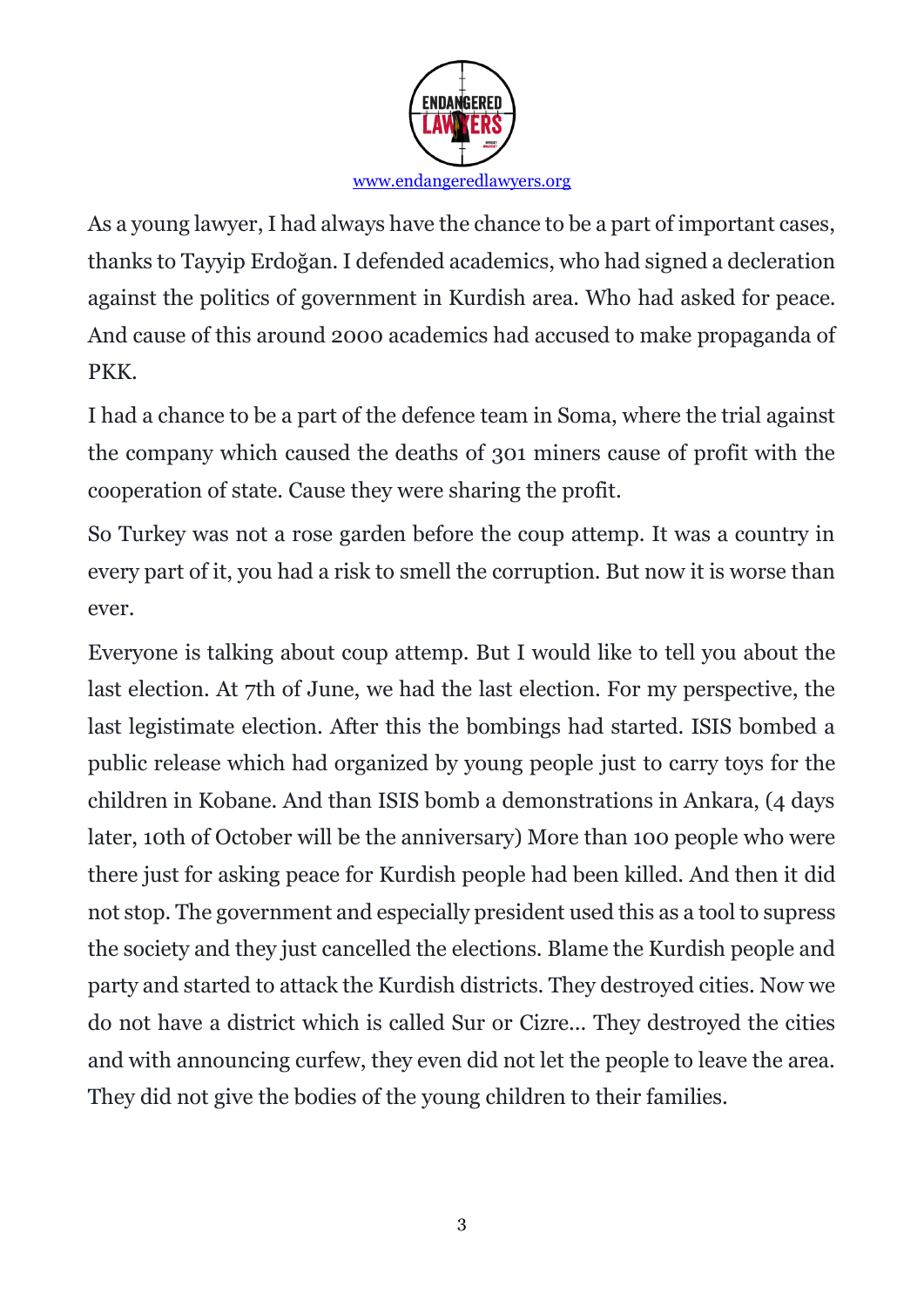As a young lawyer, I had always have the chance to be a part of important cases, thanks to Tayyip Erdoğan. I defended academics, who had signed a decleration against the politics of government in Kurdish area. Who had asked for peace. And cause of this around 2000 academics had accused to make propaganda of PKK.

I had a chance to be a part of the defence team in Soma, where the trial against the company which caused the deaths of 301 miners cause of profit with the cooperation of state. Cause they were sharing the profit.

So Turkey was not a rose garden before the coup attemp. It was a country in every part of it, you had a risk to smell the corruption. But now it is worse than ever.

Everyone is talking about coup attemp. But I would like to tell you about the last election. At 7th of June, we had the last election. For my perspective, the last legistimate election. After this the bombings had started. ISIS bombed a public release which had organized by young people just to carry toys for the children in Kobane. And than ISIS bomb a demonstrations in Ankara, (4 days later, 10th of October will be the anniversary) More than 100 people who were there just for asking peace for Kurdish people had been killed. And then it did not stop. The government and especially president used this as a tool to supress the society and they just cancelled the elections. Blame the Kurdish people and party and started to attack the Kurdish districts. They destroyed cities. Now we do not have a district which is called Sur or Cizre... They destroyed the cities and with announcing curfew, they even did not let the people to leave the area. They did not give the bodies of the young children to their families.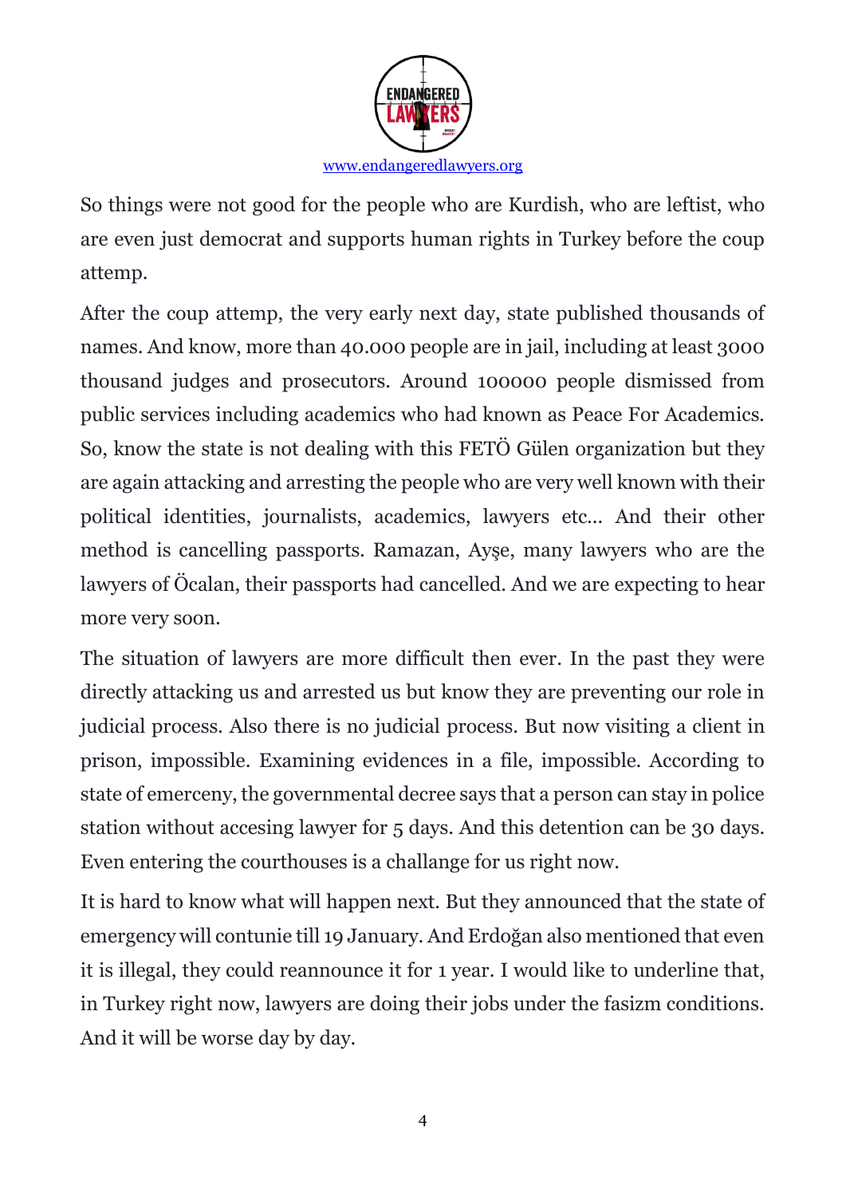So things were not good for the people who are Kurdish, who are leftist, who are even just democrat and supports human rights in Turkey before the coup attemp.

After the coup attemp, the very early next day, state published thousands of names. And know, more than 40.000 people are in jail, including at least 3000 thousand judges and prosecutors. Around 100000 people dismissed from public services including academics who had known as Peace For Academics. So, know the state is not dealing with this FETÖ Gülen organization but they are again attacking and arresting the people who are very well known with their political identities, journalists, academics, lawyers etc... And their other method is cancelling passports. Ramazan, Ayşe, many lawyers who are the lawyers of Öcalan, their passports had cancelled. And we are expecting to hear more very soon.

The situation of lawyers are more difficult then ever. In the past they were directly attacking us and arrested us but know they are preventing our role in judicial process. Also there is no judicial process. But now visiting a client in prison, impossible. Examining evidences in a file, impossible. According to state of emerceny, the governmental decree says that a person can stay in police station without accesing lawyer for 5 days. And this detention can be 30 days. Even entering the courthouses is a challange for us right now.

It is hard to know what will happen next. But they announced that the state of emergency will contunie till 19 January. And Erdoğan also mentioned that even it is illegal, they could reannounce it for 1 year. I would like to underline that, in Turkey right now, lawyers are doing their jobs under the fasizm conditions. And it will be worse day by day.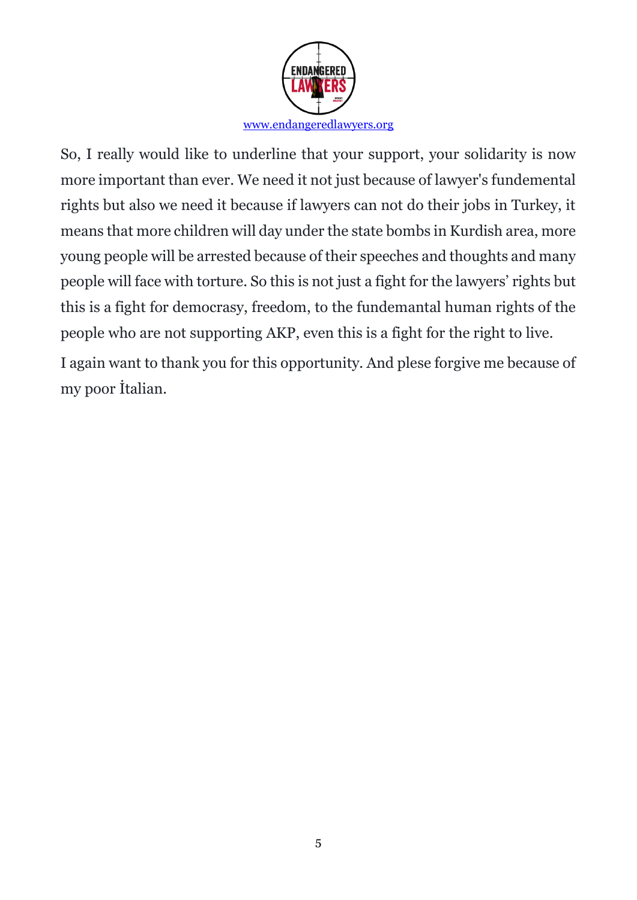So, I really would like to underline that your support, your solidarity is now more important than ever. We need it not just because of lawyer's fundemental rights but also we need it because if lawyers can not do their jobs in Turkey, it means that more children will day under the state bombs in Kurdish area, more young people will be arrested because of their speeches and thoughts and many people will face with torture. So this is not just a fight for the lawyers' rights but this is a fight for democrasy, freedom, to the fundemantal human rights of the people who are not supporting AKP, even this is a fight for the right to live.

I again want to thank you for this opportunity. And plese forgive me because of my poor İtalian.